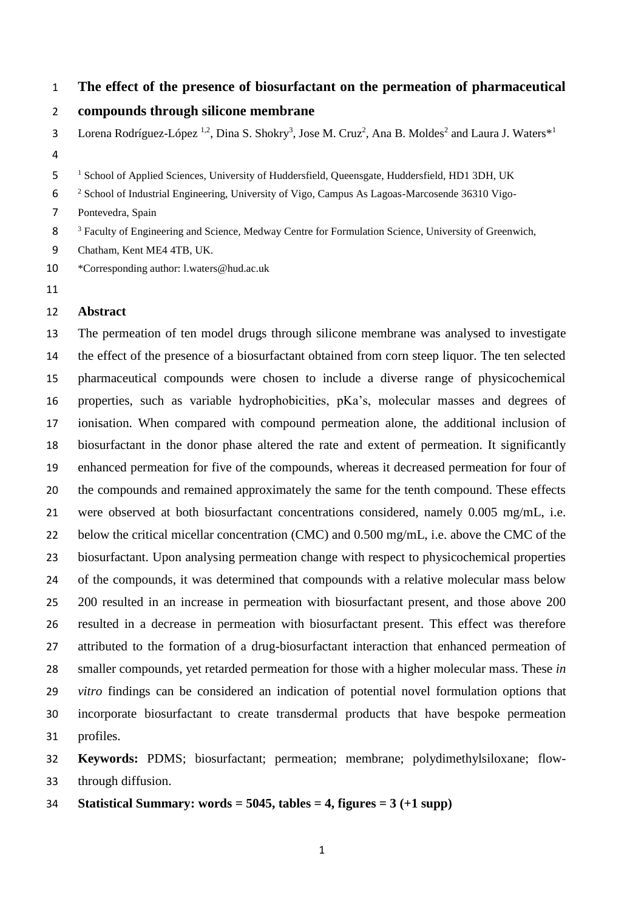# The effect of the presence of biosurfactant on the permeation of pharmaceutical compounds through silicone membrane

Lorena Rodríguez-López [1,2], Dina S. Shokry[3], Jose M. Cruz[2], Ana B. Moldes[2] and Laura J. Waters*[1]

[1] School of Applied Sciences, University of Huddersfield, Queensgate, Huddersfield, HD1 3DH, UK

[2] School of Industrial Engineering, University of Vigo, Campus As Lagoas-Marcosende 36310 Vigo-Pontevedra, Spain

[3] Faculty of Engineering and Science, Medway Centre for Formulation Science, University of Greenwich, Chatham, Kent ME4 4TB, UK.

*Corresponding author: l.waters@hud.ac.uk

## Abstract

The permeation of ten model drugs through silicone membrane was analysed to investigate the effect of the presence of a biosurfactant obtained from corn steep liquor. The ten selected pharmaceutical compounds were chosen to include a diverse range of physicochemical properties, such as variable hydrophobicities, pKa's, molecular masses and degrees of ionisation. When compared with compound permeation alone, the additional inclusion of biosurfactant in the donor phase altered the rate and extent of permeation. It significantly enhanced permeation for five of the compounds, whereas it decreased permeation for four of the compounds and remained approximately the same for the tenth compound. These effects were observed at both biosurfactant concentrations considered, namely 0.005 mg/mL, i.e. below the critical micellar concentration (CMC) and 0.500 mg/mL, i.e. above the CMC of the biosurfactant. Upon analysing permeation change with respect to physicochemical properties of the compounds, it was determined that compounds with a relative molecular mass below 200 resulted in an increase in permeation with biosurfactant present, and those above 200 resulted in a decrease in permeation with biosurfactant present. This effect was therefore attributed to the formation of a drug-biosurfactant interaction that enhanced permeation of smaller compounds, yet retarded permeation for those with a higher molecular mass. These *in vitro* findings can be considered an indication of potential novel formulation options that incorporate biosurfactant to create transdermal products that have bespoke permeation profiles.

**Keywords:** PDMS; biosurfactant; permeation; membrane; polydimethylsiloxane; flow-through diffusion.

**Statistical Summary: words = 5045, tables = 4, figures = 3 (+1 supp)**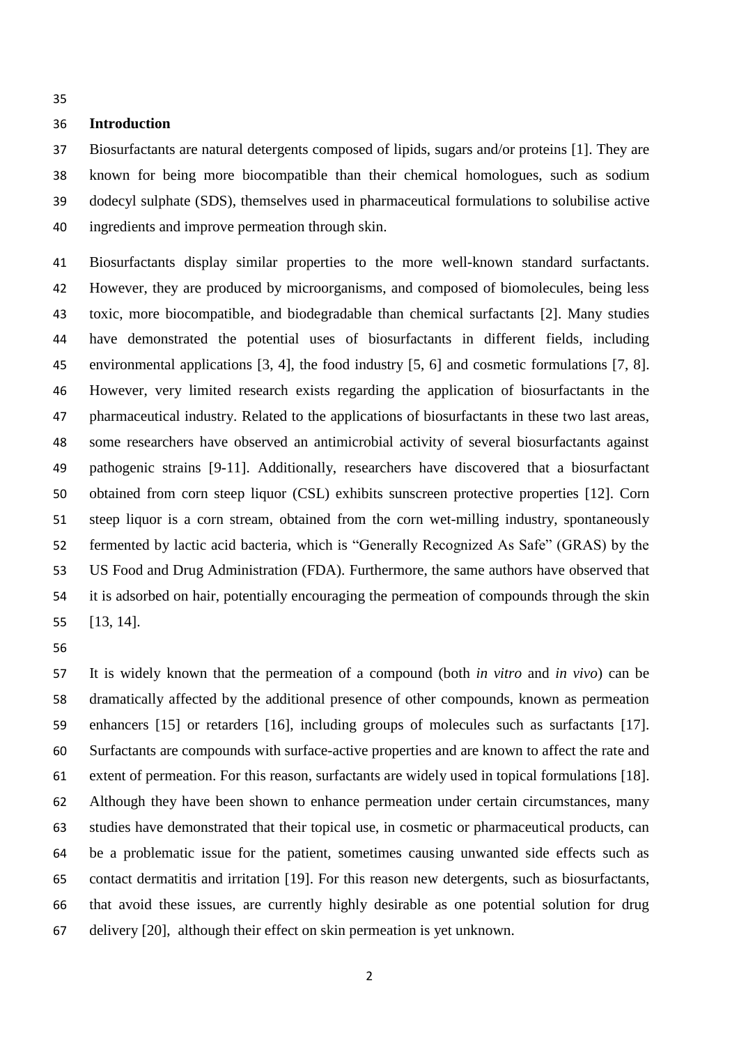## Introduction

Biosurfactants are natural detergents composed of lipids, sugars and/or proteins [1]. They are known for being more biocompatible than their chemical homologues, such as sodium dodecyl sulphate (SDS), themselves used in pharmaceutical formulations to solubilise active ingredients and improve permeation through skin.

Biosurfactants display similar properties to the more well-known standard surfactants. However, they are produced by microorganisms, and composed of biomolecules, being less toxic, more biocompatible, and biodegradable than chemical surfactants [2]. Many studies have demonstrated the potential uses of biosurfactants in different fields, including environmental applications [3, 4], the food industry [5, 6] and cosmetic formulations [7, 8]. However, very limited research exists regarding the application of biosurfactants in the pharmaceutical industry. Related to the applications of biosurfactants in these two last areas, some researchers have observed an antimicrobial activity of several biosurfactants against pathogenic strains [9-11]. Additionally, researchers have discovered that a biosurfactant obtained from corn steep liquor (CSL) exhibits sunscreen protective properties [12]. Corn steep liquor is a corn stream, obtained from the corn wet-milling industry, spontaneously fermented by lactic acid bacteria, which is "Generally Recognized As Safe" (GRAS) by the US Food and Drug Administration (FDA). Furthermore, the same authors have observed that it is adsorbed on hair, potentially encouraging the permeation of compounds through the skin [13, 14].

It is widely known that the permeation of a compound (both *in vitro* and *in vivo*) can be dramatically affected by the additional presence of other compounds, known as permeation enhancers [15] or retarders [16], including groups of molecules such as surfactants [17]. Surfactants are compounds with surface-active properties and are known to affect the rate and extent of permeation. For this reason, surfactants are widely used in topical formulations [18]. Although they have been shown to enhance permeation under certain circumstances, many studies have demonstrated that their topical use, in cosmetic or pharmaceutical products, can be a problematic issue for the patient, sometimes causing unwanted side effects such as contact dermatitis and irritation [19]. For this reason new detergents, such as biosurfactants, that avoid these issues, are currently highly desirable as one potential solution for drug delivery [20], although their effect on skin permeation is yet unknown.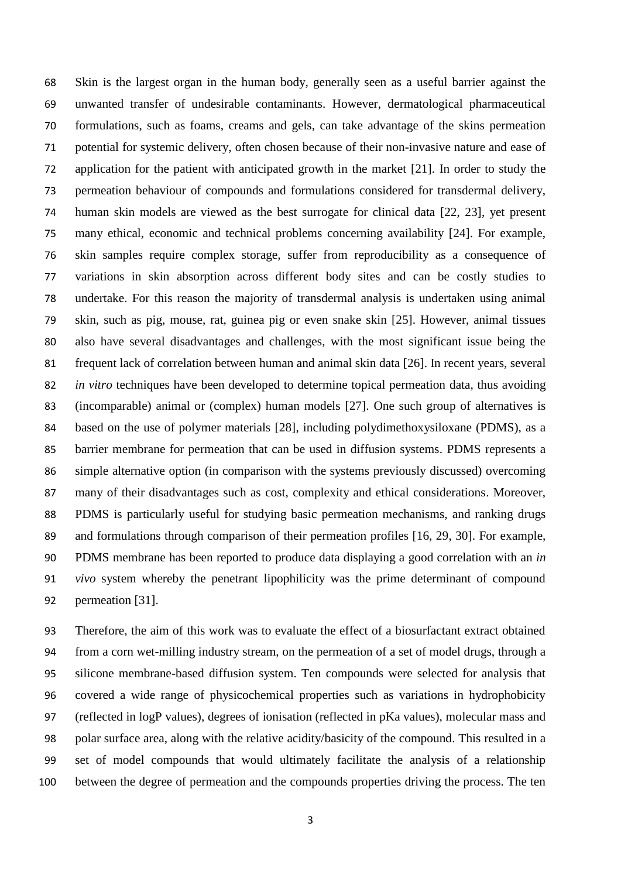Skin is the largest organ in the human body, generally seen as a useful barrier against the unwanted transfer of undesirable contaminants. However, dermatological pharmaceutical formulations, such as foams, creams and gels, can take advantage of the skins permeation potential for systemic delivery, often chosen because of their non-invasive nature and ease of application for the patient with anticipated growth in the market [21]. In order to study the permeation behaviour of compounds and formulations considered for transdermal delivery, human skin models are viewed as the best surrogate for clinical data [22, 23], yet present many ethical, economic and technical problems concerning availability [24]. For example, skin samples require complex storage, suffer from reproducibility as a consequence of variations in skin absorption across different body sites and can be costly studies to undertake. For this reason the majority of transdermal analysis is undertaken using animal skin, such as pig, mouse, rat, guinea pig or even snake skin [25]. However, animal tissues also have several disadvantages and challenges, with the most significant issue being the frequent lack of correlation between human and animal skin data [26]. In recent years, several *in vitro* techniques have been developed to determine topical permeation data, thus avoiding (incomparable) animal or (complex) human models [27]. One such group of alternatives is based on the use of polymer materials [28], including polydimethoxysiloxane (PDMS), as a barrier membrane for permeation that can be used in diffusion systems. PDMS represents a simple alternative option (in comparison with the systems previously discussed) overcoming many of their disadvantages such as cost, complexity and ethical considerations. Moreover, PDMS is particularly useful for studying basic permeation mechanisms, and ranking drugs and formulations through comparison of their permeation profiles [16, 29, 30]. For example, PDMS membrane has been reported to produce data displaying a good correlation with an *in vivo* system whereby the penetrant lipophilicity was the prime determinant of compound permeation [31].

Therefore, the aim of this work was to evaluate the effect of a biosurfactant extract obtained from a corn wet-milling industry stream, on the permeation of a set of model drugs, through a silicone membrane-based diffusion system. Ten compounds were selected for analysis that covered a wide range of physicochemical properties such as variations in hydrophobicity (reflected in logP values), degrees of ionisation (reflected in pKa values), molecular mass and polar surface area, along with the relative acidity/basicity of the compound. This resulted in a set of model compounds that would ultimately facilitate the analysis of a relationship between the degree of permeation and the compounds properties driving the process. The ten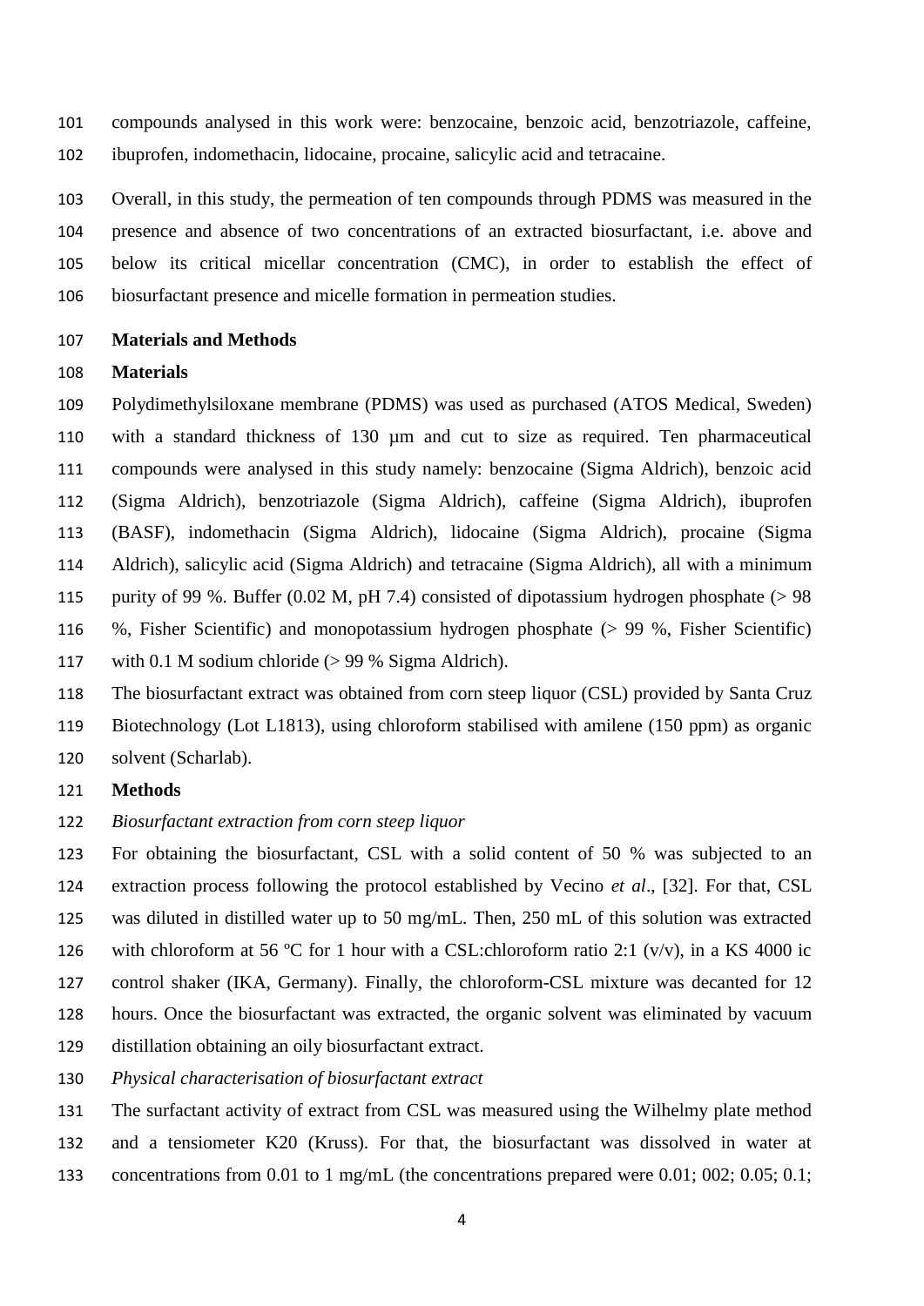compounds analysed in this work were: benzocaine, benzoic acid, benzotriazole, caffeine, ibuprofen, indomethacin, lidocaine, procaine, salicylic acid and tetracaine.

Overall, in this study, the permeation of ten compounds through PDMS was measured in the presence and absence of two concentrations of an extracted biosurfactant, i.e. above and below its critical micellar concentration (CMC), in order to establish the effect of biosurfactant presence and micelle formation in permeation studies.

## Materials and Methods

### Materials

Polydimethylsiloxane membrane (PDMS) was used as purchased (ATOS Medical, Sweden) with a standard thickness of 130 µm and cut to size as required. Ten pharmaceutical compounds were analysed in this study namely: benzocaine (Sigma Aldrich), benzoic acid (Sigma Aldrich), benzotriazole (Sigma Aldrich), caffeine (Sigma Aldrich), ibuprofen (BASF), indomethacin (Sigma Aldrich), lidocaine (Sigma Aldrich), procaine (Sigma Aldrich), salicylic acid (Sigma Aldrich) and tetracaine (Sigma Aldrich), all with a minimum purity of 99 %. Buffer (0.02 M, pH 7.4) consisted of dipotassium hydrogen phosphate (> 98 %, Fisher Scientific) and monopotassium hydrogen phosphate (> 99 %, Fisher Scientific) with 0.1 M sodium chloride (> 99 % Sigma Aldrich).

The biosurfactant extract was obtained from corn steep liquor (CSL) provided by Santa Cruz Biotechnology (Lot L1813), using chloroform stabilised with amilene (150 ppm) as organic solvent (Scharlab).

### Methods

*Biosurfactant extraction from corn steep liquor*

For obtaining the biosurfactant, CSL with a solid content of 50 % was subjected to an extraction process following the protocol established by Vecino *et al*., [32]. For that, CSL was diluted in distilled water up to 50 mg/mL. Then, 250 mL of this solution was extracted with chloroform at 56 ºC for 1 hour with a CSL:chloroform ratio 2:1 (v/v), in a KS 4000 ic control shaker (IKA, Germany). Finally, the chloroform-CSL mixture was decanted for 12 hours. Once the biosurfactant was extracted, the organic solvent was eliminated by vacuum distillation obtaining an oily biosurfactant extract.

*Physical characterisation of biosurfactant extract*

The surfactant activity of extract from CSL was measured using the Wilhelmy plate method and a tensiometer K20 (Kruss). For that, the biosurfactant was dissolved in water at concentrations from 0.01 to 1 mg/mL (the concentrations prepared were 0.01; 002; 0.05; 0.1;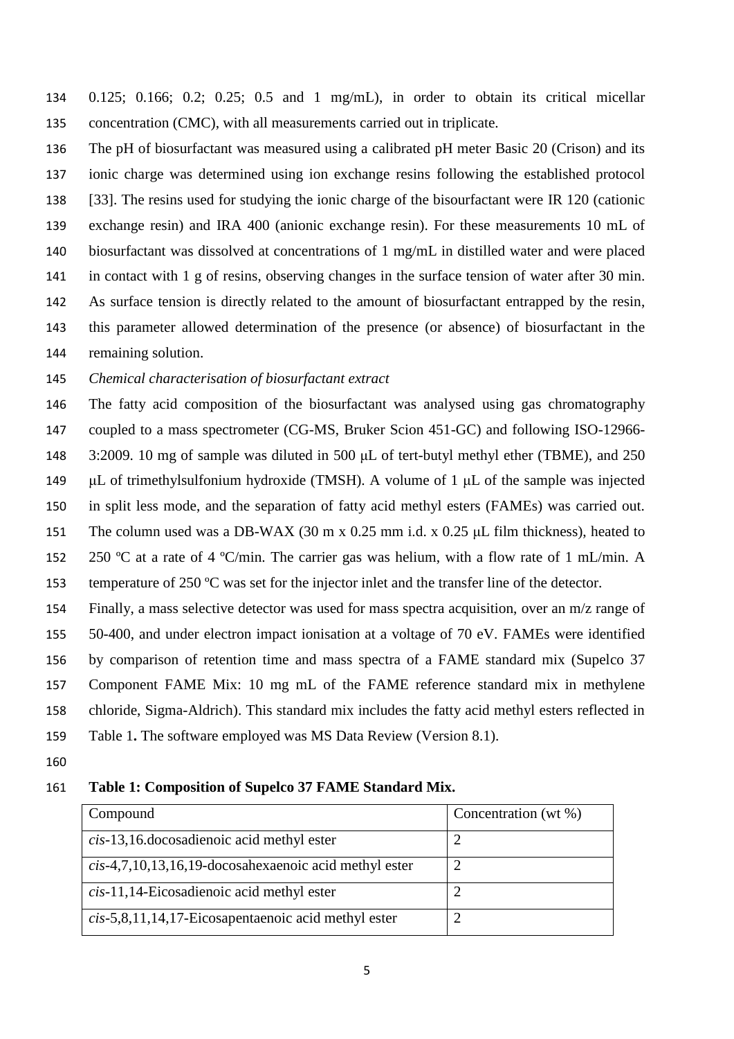0.125; 0.166; 0.2; 0.25; 0.5 and 1 mg/mL), in order to obtain its critical micellar concentration (CMC), with all measurements carried out in triplicate.

The pH of biosurfactant was measured using a calibrated pH meter Basic 20 (Crison) and its ionic charge was determined using ion exchange resins following the established protocol [33]. The resins used for studying the ionic charge of the bisourfactant were IR 120 (cationic exchange resin) and IRA 400 (anionic exchange resin). For these measurements 10 mL of biosurfactant was dissolved at concentrations of 1 mg/mL in distilled water and were placed in contact with 1 g of resins, observing changes in the surface tension of water after 30 min. As surface tension is directly related to the amount of biosurfactant entrapped by the resin, this parameter allowed determination of the presence (or absence) of biosurfactant in the remaining solution.

*Chemical characterisation of biosurfactant extract*

The fatty acid composition of the biosurfactant was analysed using gas chromatography coupled to a mass spectrometer (CG-MS, Bruker Scion 451-GC) and following ISO-12966-3:2009. 10 mg of sample was diluted in 500 μL of tert-butyl methyl ether (TBME), and 250 μL of trimethylsulfonium hydroxide (TMSH). A volume of 1 μL of the sample was injected in split less mode, and the separation of fatty acid methyl esters (FAMEs) was carried out. The column used was a DB-WAX (30 m x 0.25 mm i.d. x 0.25 μL film thickness), heated to 250 ºC at a rate of 4 ºC/min. The carrier gas was helium, with a flow rate of 1 mL/min. A temperature of 250 ºC was set for the injector inlet and the transfer line of the detector.

Finally, a mass selective detector was used for mass spectra acquisition, over an m/z range of 50-400, and under electron impact ionisation at a voltage of 70 eV. FAMEs were identified by comparison of retention time and mass spectra of a FAME standard mix (Supelco 37 Component FAME Mix: 10 mg mL of the FAME reference standard mix in methylene chloride, Sigma-Aldrich). This standard mix includes the fatty acid methyl esters reflected in Table 1**.** The software employed was MS Data Review (Version 8.1).

**Table 1: Composition of Supelco 37 FAME Standard Mix.**

| Compound | Concentration (wt %) |
|---|---|
| *cis*-13,16.docosadienoic acid methyl ester | 2 |
| *cis*-4,7,10,13,16,19-docosahexaenoic acid methyl ester | 2 |
| *cis*-11,14-Eicosadienoic acid methyl ester | 2 |
| *cis*-5,8,11,14,17-Eicosapentaenoic acid methyl ester | 2 |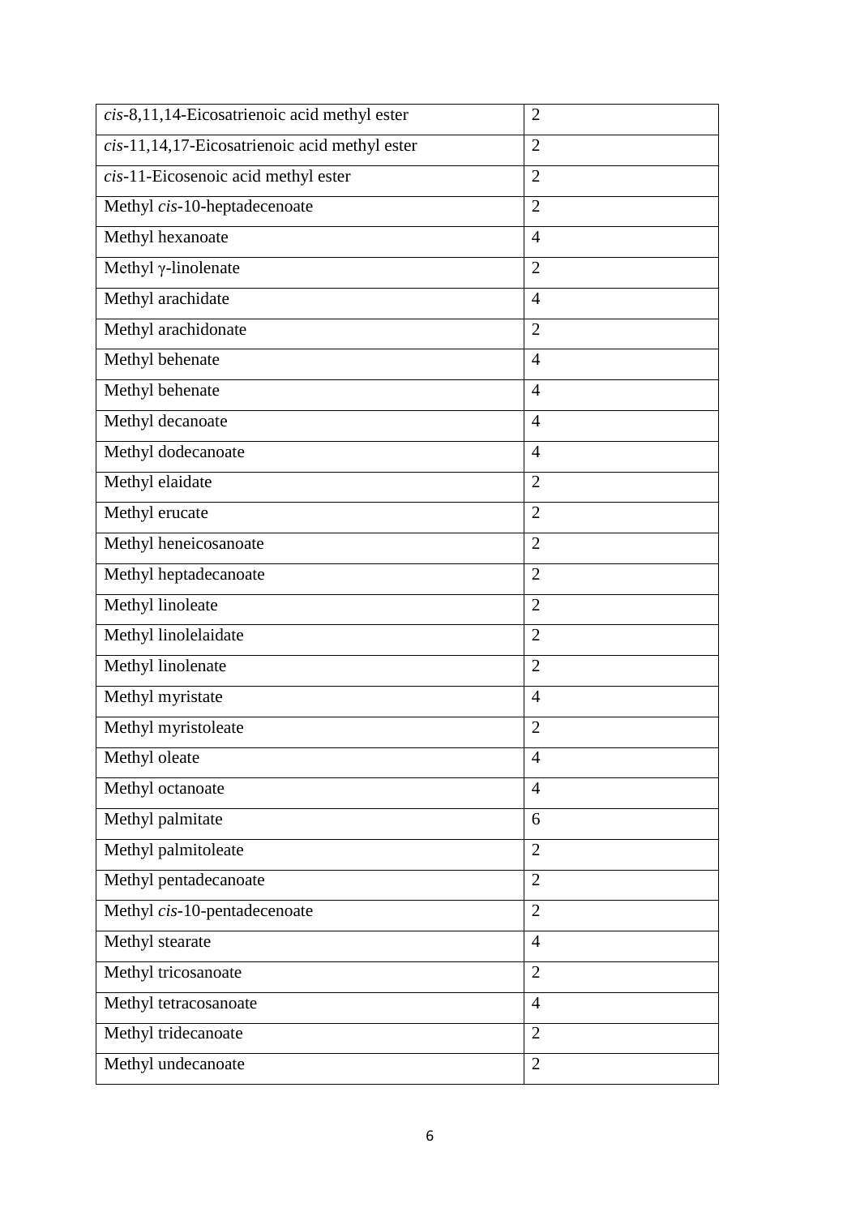| *cis*-8,11,14-Eicosatrienoic acid methyl ester | 2 |
|---|---|
| *cis*-11,14,17-Eicosatrienoic acid methyl ester | 2 |
| *cis*-11-Eicosenoic acid methyl ester | 2 |
| Methyl *cis*-10-heptadecenoate | 2 |
| Methyl hexanoate | 4 |
| Methyl γ-linolenate | 2 |
| Methyl arachidate | 4 |
| Methyl arachidonate | 2 |
| Methyl behenate | 4 |
| Methyl behenate | 4 |
| Methyl decanoate | 4 |
| Methyl dodecanoate | 4 |
| Methyl elaidate | 2 |
| Methyl erucate | 2 |
| Methyl heneicosanoate | 2 |
| Methyl heptadecanoate | 2 |
| Methyl linoleate | 2 |
| Methyl linolelaidate | 2 |
| Methyl linolenate | 2 |
| Methyl myristate | 4 |
| Methyl myristoleate | 2 |
| Methyl oleate | 4 |
| Methyl octanoate | 4 |
| Methyl palmitate | 6 |
| Methyl palmitoleate | 2 |
| Methyl pentadecanoate | 2 |
| Methyl *cis*-10-pentadecenoate | 2 |
| Methyl stearate | 4 |
| Methyl tricosanoate | 2 |
| Methyl tetracosanoate | 4 |
| Methyl tridecanoate | 2 |
| Methyl undecanoate | 2 |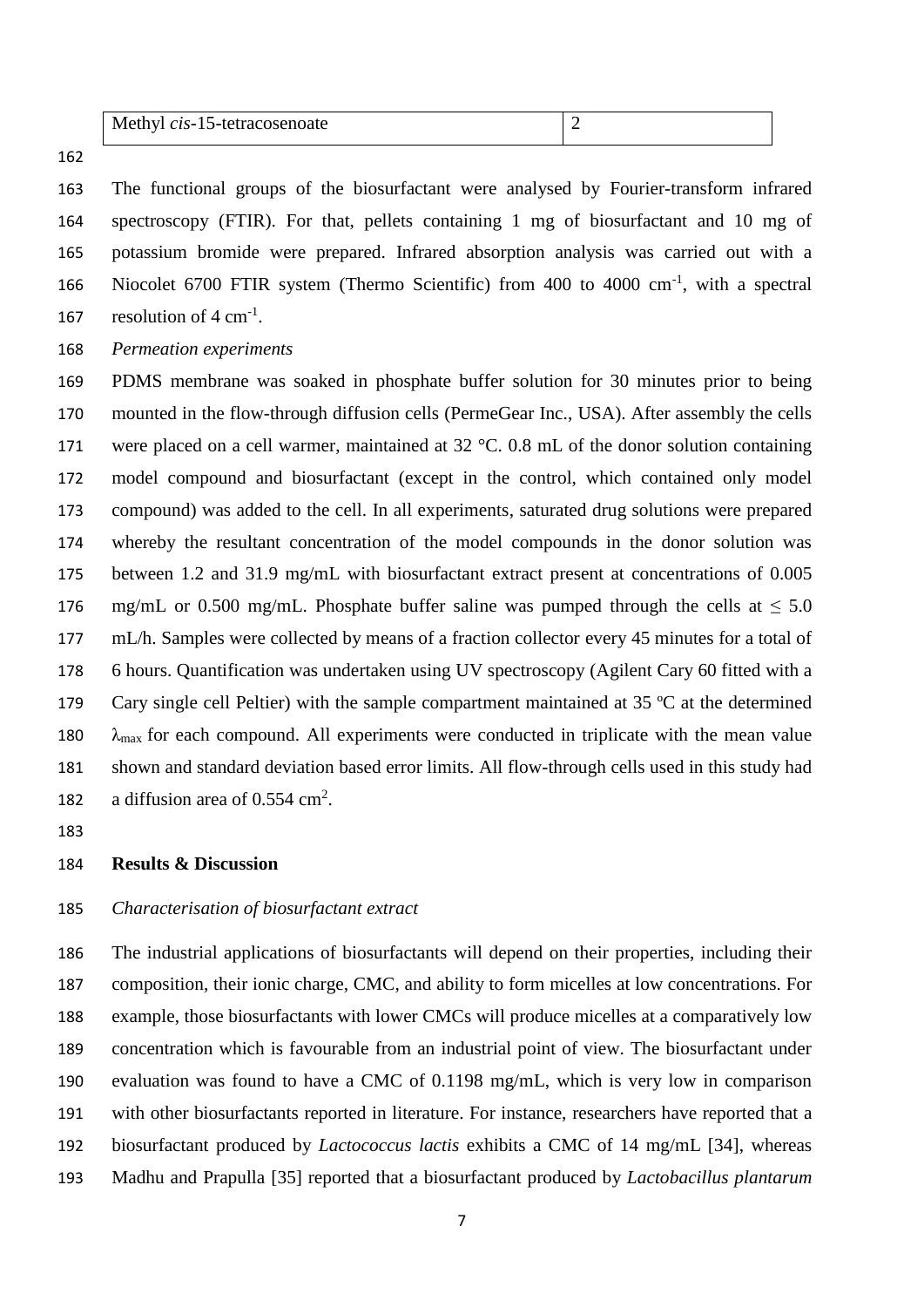| Methyl *cis*-15-tetracosenoate | 2 |
|---|---|

The functional groups of the biosurfactant were analysed by Fourier-transform infrared spectroscopy (FTIR). For that, pellets containing 1 mg of biosurfactant and 10 mg of potassium bromide were prepared. Infrared absorption analysis was carried out with a Niocolet 6700 FTIR system (Thermo Scientific) from 400 to 4000 $cm^{-1}$, with a spectral resolution of 4 $cm^{-1}$.

*Permeation experiments*

PDMS membrane was soaked in phosphate buffer solution for 30 minutes prior to being mounted in the flow-through diffusion cells (PermeGear Inc., USA). After assembly the cells were placed on a cell warmer, maintained at 32 °C. 0.8 mL of the donor solution containing model compound and biosurfactant (except in the control, which contained only model compound) was added to the cell. In all experiments, saturated drug solutions were prepared whereby the resultant concentration of the model compounds in the donor solution was between 1.2 and 31.9 mg/mL with biosurfactant extract present at concentrations of 0.005 mg/mL or 0.500 mg/mL. Phosphate buffer saline was pumped through the cells at $\leq$ 5.0 mL/h. Samples were collected by means of a fraction collector every 45 minutes for a total of 6 hours. Quantification was undertaken using UV spectroscopy (Agilent Cary 60 fitted with a Cary single cell Peltier) with the sample compartment maintained at 35 ºC at the determined $\lambda_{max}$ for each compound. All experiments were conducted in triplicate with the mean value shown and standard deviation based error limits. All flow-through cells used in this study had a diffusion area of 0.554 $cm^2$.

## Results & Discussion

*Characterisation of biosurfactant extract*

The industrial applications of biosurfactants will depend on their properties, including their composition, their ionic charge, CMC, and ability to form micelles at low concentrations. For example, those biosurfactants with lower CMCs will produce micelles at a comparatively low concentration which is favourable from an industrial point of view. The biosurfactant under evaluation was found to have a CMC of 0.1198 mg/mL, which is very low in comparison with other biosurfactants reported in literature. For instance, researchers have reported that a biosurfactant produced by *Lactococcus lactis* exhibits a CMC of 14 mg/mL [34], whereas Madhu and Prapulla [35] reported that a biosurfactant produced by *Lactobacillus plantarum*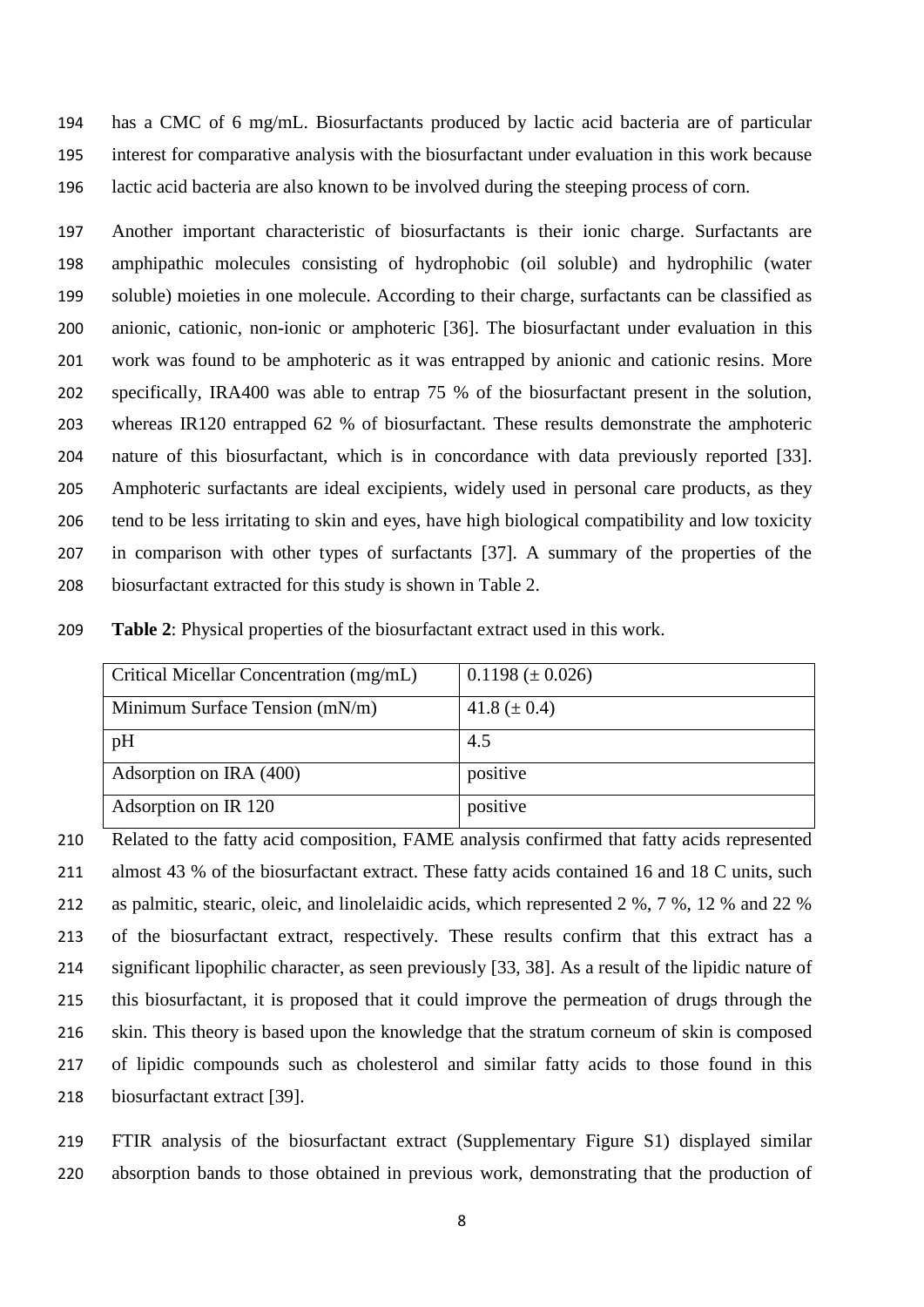has a CMC of 6 mg/mL. Biosurfactants produced by lactic acid bacteria are of particular interest for comparative analysis with the biosurfactant under evaluation in this work because lactic acid bacteria are also known to be involved during the steeping process of corn.

Another important characteristic of biosurfactants is their ionic charge. Surfactants are amphipathic molecules consisting of hydrophobic (oil soluble) and hydrophilic (water soluble) moieties in one molecule. According to their charge, surfactants can be classified as anionic, cationic, non-ionic or amphoteric [36]. The biosurfactant under evaluation in this work was found to be amphoteric as it was entrapped by anionic and cationic resins. More specifically, IRA400 was able to entrap 75 % of the biosurfactant present in the solution, whereas IR120 entrapped 62 % of biosurfactant. These results demonstrate the amphoteric nature of this biosurfactant, which is in concordance with data previously reported [33]. Amphoteric surfactants are ideal excipients, widely used in personal care products, as they tend to be less irritating to skin and eyes, have high biological compatibility and low toxicity in comparison with other types of surfactants [37]. A summary of the properties of the biosurfactant extracted for this study is shown in Table 2.

**Table 2**: Physical properties of the biosurfactant extract used in this work.

| | |
|---|---|
| Critical Micellar Concentration (mg/mL) | 0.1198 (± 0.026) |
| Minimum Surface Tension (mN/m) | 41.8 (± 0.4) |
| pH | 4.5 |
| Adsorption on IRA (400) | positive |
| Adsorption on IR 120 | positive |

Related to the fatty acid composition, FAME analysis confirmed that fatty acids represented almost 43 % of the biosurfactant extract. These fatty acids contained 16 and 18 C units, such as palmitic, stearic, oleic, and linolelaidic acids, which represented 2 %, 7 %, 12 % and 22 % of the biosurfactant extract, respectively. These results confirm that this extract has a significant lipophilic character, as seen previously [33, 38]. As a result of the lipidic nature of this biosurfactant, it is proposed that it could improve the permeation of drugs through the skin. This theory is based upon the knowledge that the stratum corneum of skin is composed of lipidic compounds such as cholesterol and similar fatty acids to those found in this biosurfactant extract [39].

FTIR analysis of the biosurfactant extract (Supplementary Figure S1) displayed similar absorption bands to those obtained in previous work, demonstrating that the production of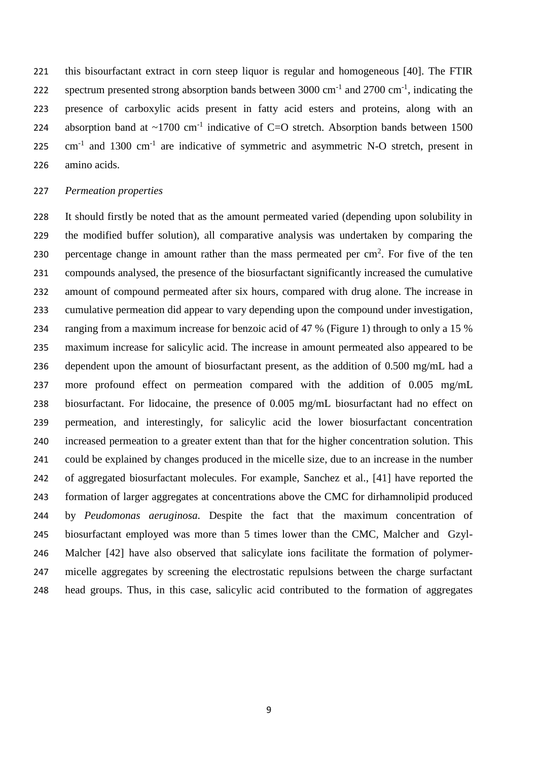this bisourfactant extract in corn steep liquor is regular and homogeneous [40]. The FTIR spectrum presented strong absorption bands between 3000 $cm^{-1}$ and 2700 $cm^{-1}$, indicating the presence of carboxylic acids present in fatty acid esters and proteins, along with an absorption band at ~1700 $cm^{-1}$ indicative of C=O stretch. Absorption bands between 1500 $cm^{-1}$ and 1300 $cm^{-1}$ are indicative of symmetric and asymmetric N-O stretch, present in amino acids.

*Permeation properties*

It should firstly be noted that as the amount permeated varied (depending upon solubility in the modified buffer solution), all comparative analysis was undertaken by comparing the percentage change in amount rather than the mass permeated per $cm^2$. For five of the ten compounds analysed, the presence of the biosurfactant significantly increased the cumulative amount of compound permeated after six hours, compared with drug alone. The increase in cumulative permeation did appear to vary depending upon the compound under investigation, ranging from a maximum increase for benzoic acid of 47 % (Figure 1) through to only a 15 % maximum increase for salicylic acid. The increase in amount permeated also appeared to be dependent upon the amount of biosurfactant present, as the addition of 0.500 mg/mL had a more profound effect on permeation compared with the addition of 0.005 mg/mL biosurfactant. For lidocaine, the presence of 0.005 mg/mL biosurfactant had no effect on permeation, and interestingly, for salicylic acid the lower biosurfactant concentration increased permeation to a greater extent than that for the higher concentration solution. This could be explained by changes produced in the micelle size, due to an increase in the number of aggregated biosurfactant molecules. For example, Sanchez et al., [41] have reported the formation of larger aggregates at concentrations above the CMC for dirhamnolipid produced by *Peudomonas aeruginosa*. Despite the fact that the maximum concentration of biosurfactant employed was more than 5 times lower than the CMC, Malcher and Gzyl-Malcher [42] have also observed that salicylate ions facilitate the formation of polymer-micelle aggregates by screening the electrostatic repulsions between the charge surfactant head groups. Thus, in this case, salicylic acid contributed to the formation of aggregates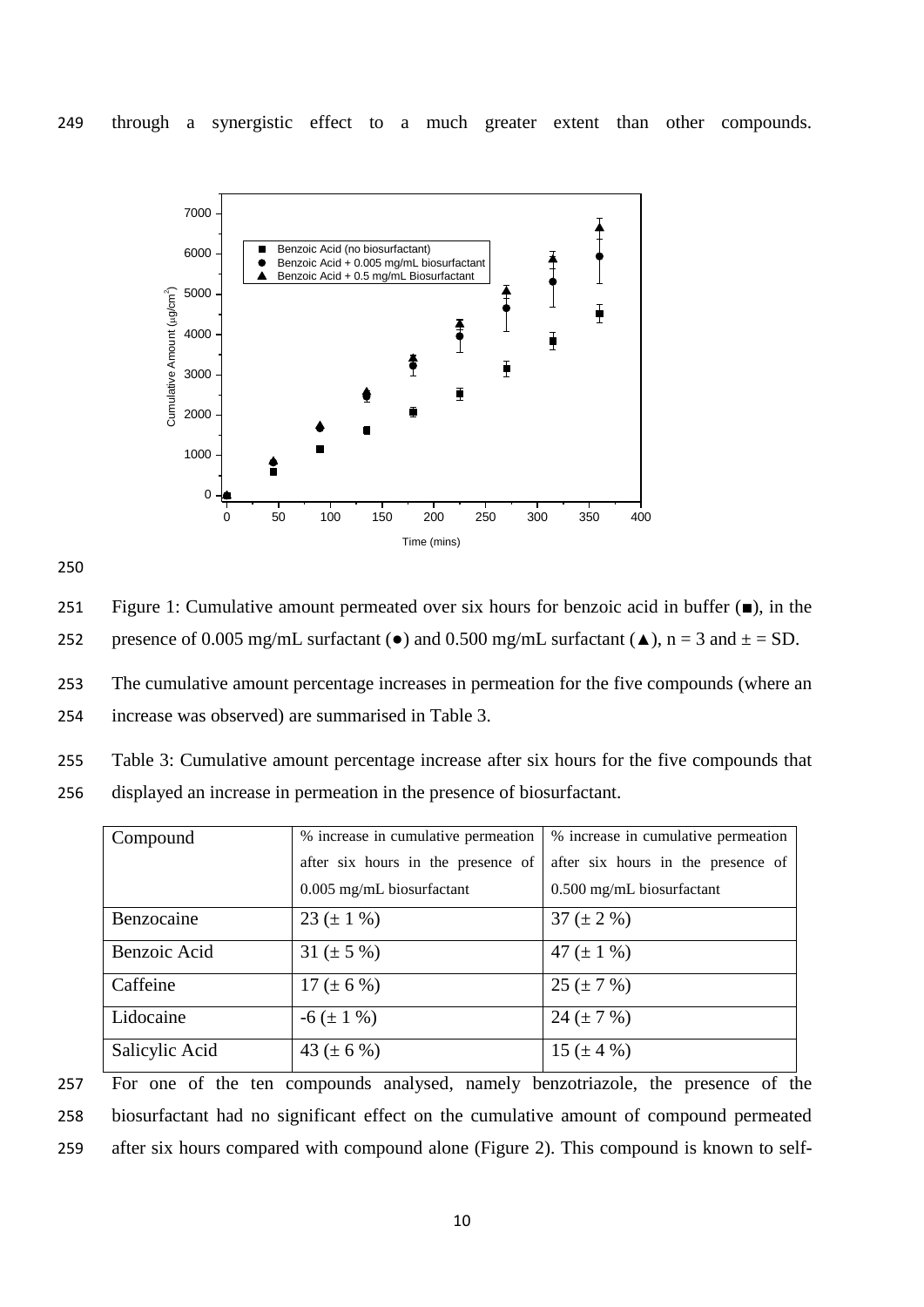through a synergistic effect to a much greater extent than other compounds.

Figure 1: Cumulative amount permeated over six hours for benzoic acid in buffer (■), in the presence of 0.005 mg/mL surfactant (●) and 0.500 mg/mL surfactant (▲), n = 3 and ± = SD.

The cumulative amount percentage increases in permeation for the five compounds (where an increase was observed) are summarised in Table 3.

Table 3: Cumulative amount percentage increase after six hours for the five compounds that displayed an increase in permeation in the presence of biosurfactant.

| Compound | % increase in cumulative permeation after six hours in the presence of 0.005 mg/mL biosurfactant | % increase in cumulative permeation after six hours in the presence of 0.500 mg/mL biosurfactant |
|---|---|---|
| Benzocaine | 23 (± 1 %) | 37 (± 2 %) |
| Benzoic Acid | 31 (± 5 %) | 47 (± 1 %) |
| Caffeine | 17 (± 6 %) | 25 (± 7 %) |
| Lidocaine | -6 (± 1 %) | 24 (± 7 %) |
| Salicylic Acid | 43 (± 6 %) | 15 (± 4 %) |

For one of the ten compounds analysed, namely benzotriazole, the presence of the biosurfactant had no significant effect on the cumulative amount of compound permeated after six hours compared with compound alone (Figure 2). This compound is known to self-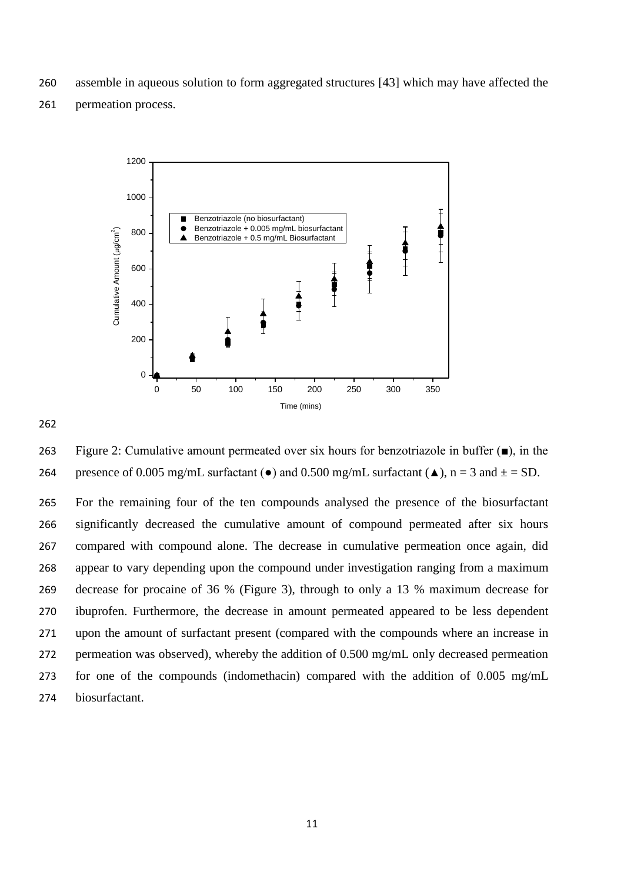assemble in aqueous solution to form aggregated structures [43] which may have affected the permeation process.

Figure 2: Cumulative amount permeated over six hours for benzotriazole in buffer (■), in the presence of 0.005 mg/mL surfactant (●) and 0.500 mg/mL surfactant (▲), n = 3 and ± = SD.

For the remaining four of the ten compounds analysed the presence of the biosurfactant significantly decreased the cumulative amount of compound permeated after six hours compared with compound alone. The decrease in cumulative permeation once again, did appear to vary depending upon the compound under investigation ranging from a maximum decrease for procaine of 36 % (Figure 3), through to only a 13 % maximum decrease for ibuprofen. Furthermore, the decrease in amount permeated appeared to be less dependent upon the amount of surfactant present (compared with the compounds where an increase in permeation was observed), whereby the addition of 0.500 mg/mL only decreased permeation for one of the compounds (indomethacin) compared with the addition of 0.005 mg/mL biosurfactant.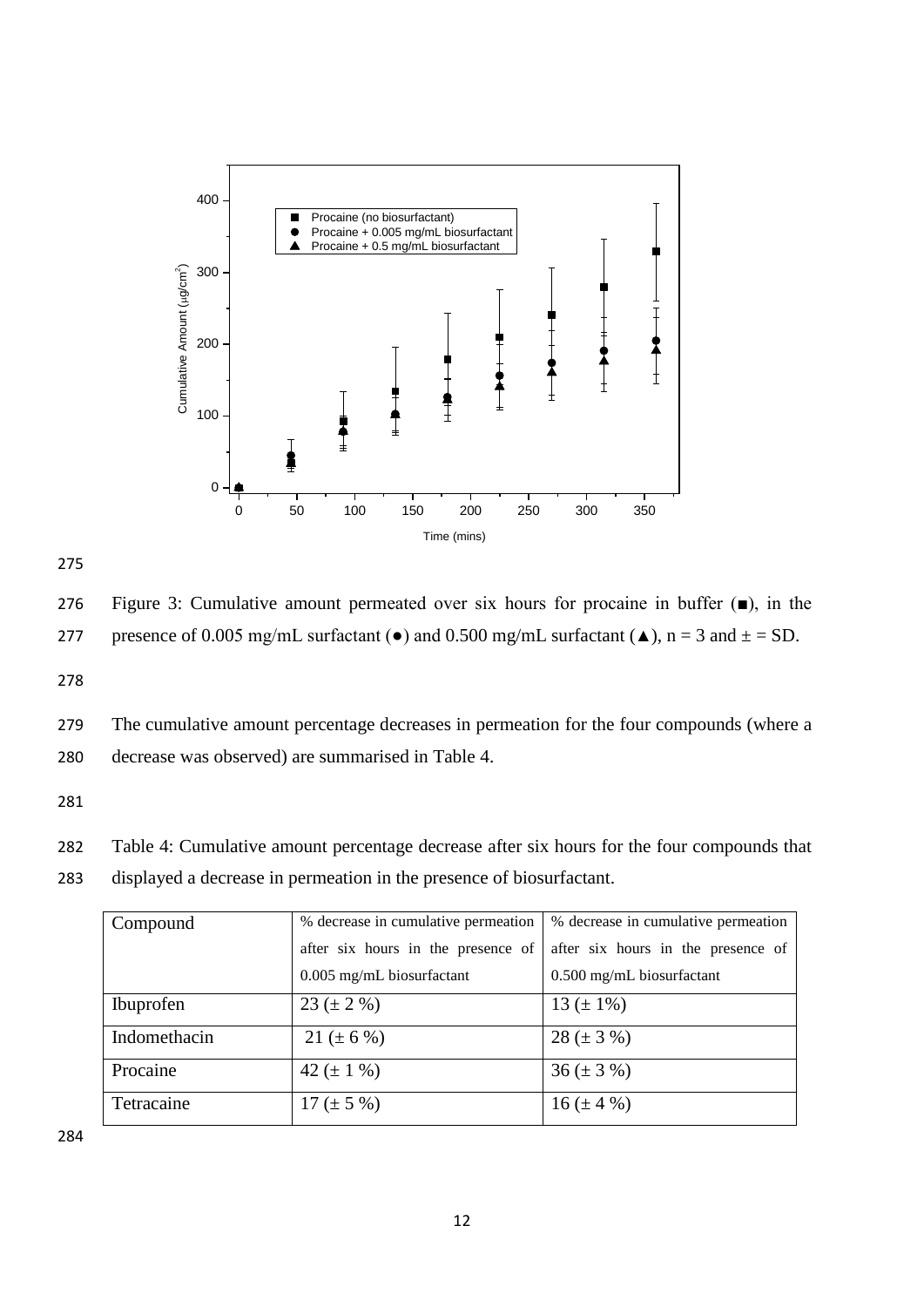Figure 3: Cumulative amount permeated over six hours for procaine in buffer (■), in the presence of 0.005 mg/mL surfactant (●) and 0.500 mg/mL surfactant (▲), n = 3 and ± = SD.

The cumulative amount percentage decreases in permeation for the four compounds (where a decrease was observed) are summarised in Table 4.

Table 4: Cumulative amount percentage decrease after six hours for the four compounds that displayed a decrease in permeation in the presence of biosurfactant.

| Compound | % decrease in cumulative permeation after six hours in the presence of 0.005 mg/mL biosurfactant | % decrease in cumulative permeation after six hours in the presence of 0.500 mg/mL biosurfactant |
|---|---|---|
| Ibuprofen | 23 (± 2 %) | 13 (± 1%) |
| Indomethacin | 21 (± 6 %) | 28 (± 3 %) |
| Procaine | 42 (± 1 %) | 36 (± 3 %) |
| Tetracaine | 17 (± 5 %) | 16 (± 4 %) |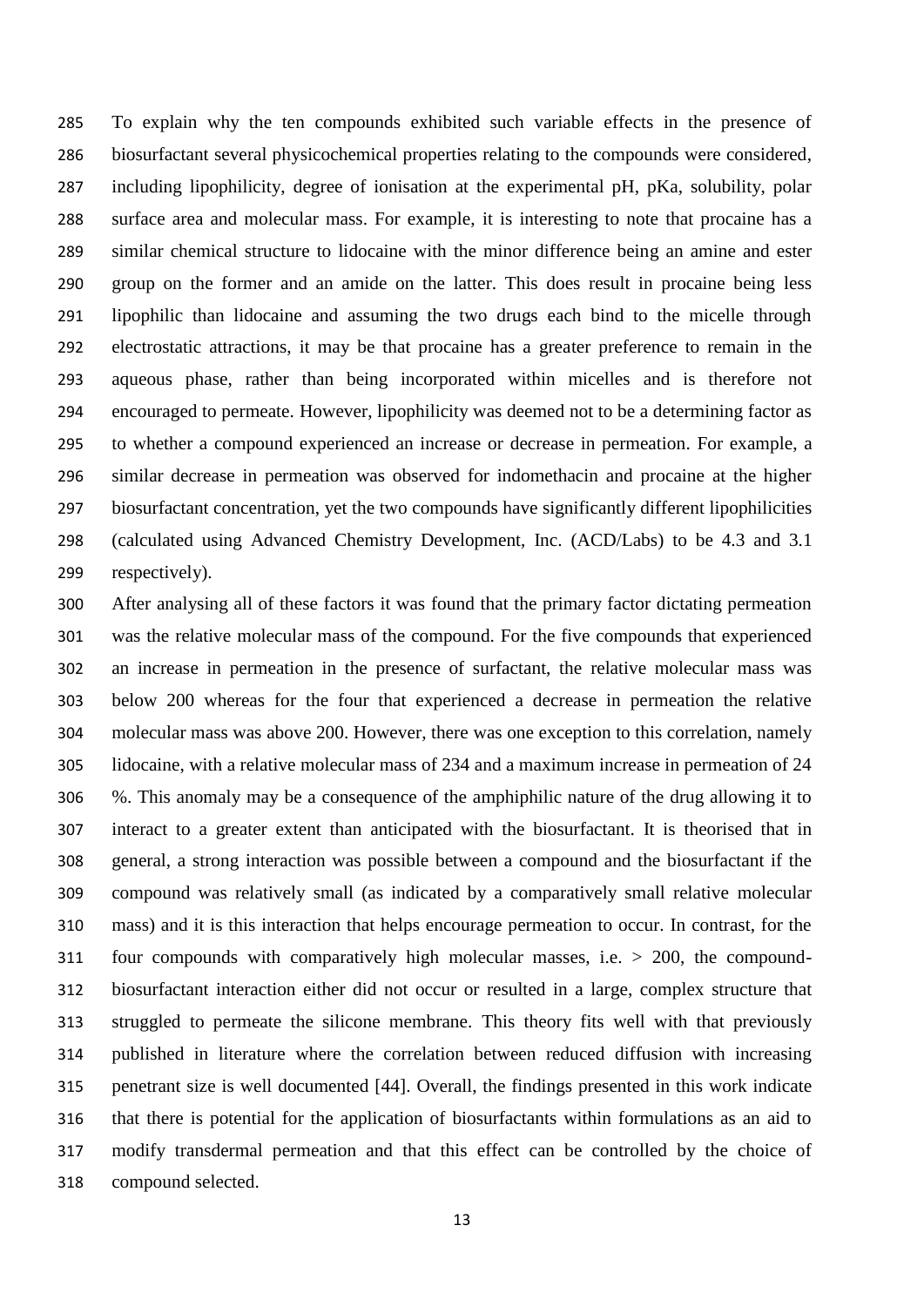To explain why the ten compounds exhibited such variable effects in the presence of biosurfactant several physicochemical properties relating to the compounds were considered, including lipophilicity, degree of ionisation at the experimental pH, pKa, solubility, polar surface area and molecular mass. For example, it is interesting to note that procaine has a similar chemical structure to lidocaine with the minor difference being an amine and ester group on the former and an amide on the latter. This does result in procaine being less lipophilic than lidocaine and assuming the two drugs each bind to the micelle through electrostatic attractions, it may be that procaine has a greater preference to remain in the aqueous phase, rather than being incorporated within micelles and is therefore not encouraged to permeate. However, lipophilicity was deemed not to be a determining factor as to whether a compound experienced an increase or decrease in permeation. For example, a similar decrease in permeation was observed for indomethacin and procaine at the higher biosurfactant concentration, yet the two compounds have significantly different lipophilicities (calculated using Advanced Chemistry Development, Inc. (ACD/Labs) to be 4.3 and 3.1 respectively).

After analysing all of these factors it was found that the primary factor dictating permeation was the relative molecular mass of the compound. For the five compounds that experienced an increase in permeation in the presence of surfactant, the relative molecular mass was below 200 whereas for the four that experienced a decrease in permeation the relative molecular mass was above 200. However, there was one exception to this correlation, namely lidocaine, with a relative molecular mass of 234 and a maximum increase in permeation of 24 %. This anomaly may be a consequence of the amphiphilic nature of the drug allowing it to interact to a greater extent than anticipated with the biosurfactant. It is theorised that in general, a strong interaction was possible between a compound and the biosurfactant if the compound was relatively small (as indicated by a comparatively small relative molecular mass) and it is this interaction that helps encourage permeation to occur. In contrast, for the four compounds with comparatively high molecular masses, i.e. > 200, the compound-biosurfactant interaction either did not occur or resulted in a large, complex structure that struggled to permeate the silicone membrane. This theory fits well with that previously published in literature where the correlation between reduced diffusion with increasing penetrant size is well documented [44]. Overall, the findings presented in this work indicate that there is potential for the application of biosurfactants within formulations as an aid to modify transdermal permeation and that this effect can be controlled by the choice of compound selected.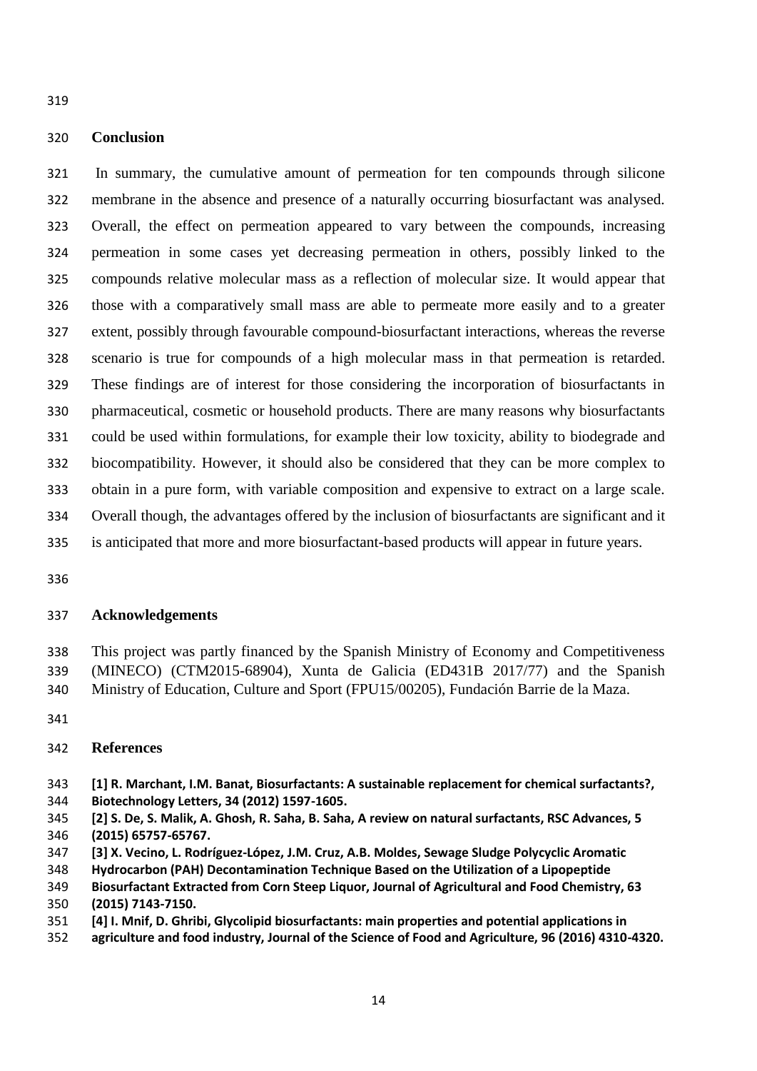## Conclusion

In summary, the cumulative amount of permeation for ten compounds through silicone membrane in the absence and presence of a naturally occurring biosurfactant was analysed. Overall, the effect on permeation appeared to vary between the compounds, increasing permeation in some cases yet decreasing permeation in others, possibly linked to the compounds relative molecular mass as a reflection of molecular size. It would appear that those with a comparatively small mass are able to permeate more easily and to a greater extent, possibly through favourable compound-biosurfactant interactions, whereas the reverse scenario is true for compounds of a high molecular mass in that permeation is retarded. These findings are of interest for those considering the incorporation of biosurfactants in pharmaceutical, cosmetic or household products. There are many reasons why biosurfactants could be used within formulations, for example their low toxicity, ability to biodegrade and biocompatibility. However, it should also be considered that they can be more complex to obtain in a pure form, with variable composition and expensive to extract on a large scale. Overall though, the advantages offered by the inclusion of biosurfactants are significant and it is anticipated that more and more biosurfactant-based products will appear in future years.

## Acknowledgements

This project was partly financed by the Spanish Ministry of Economy and Competitiveness (MINECO) (CTM2015-68904), Xunta de Galicia (ED431B 2017/77) and the Spanish Ministry of Education, Culture and Sport (FPU15/00205), Fundación Barrie de la Maza.

## References

**[1] R. Marchant, I.M. Banat, Biosurfactants: A sustainable replacement for chemical surfactants?, Biotechnology Letters, 34 (2012) 1597-1605.**

**[2] S. De, S. Malik, A. Ghosh, R. Saha, B. Saha, A review on natural surfactants, RSC Advances, 5 (2015) 65757-65767.**

**[3] X. Vecino, L. Rodríguez-López, J.M. Cruz, A.B. Moldes, Sewage Sludge Polycyclic Aromatic Hydrocarbon (PAH) Decontamination Technique Based on the Utilization of a Lipopeptide Biosurfactant Extracted from Corn Steep Liquor, Journal of Agricultural and Food Chemistry, 63 (2015) 7143-7150.**

**[4] I. Mnif, D. Ghribi, Glycolipid biosurfactants: main properties and potential applications in agriculture and food industry, Journal of the Science of Food and Agriculture, 96 (2016) 4310-4320.**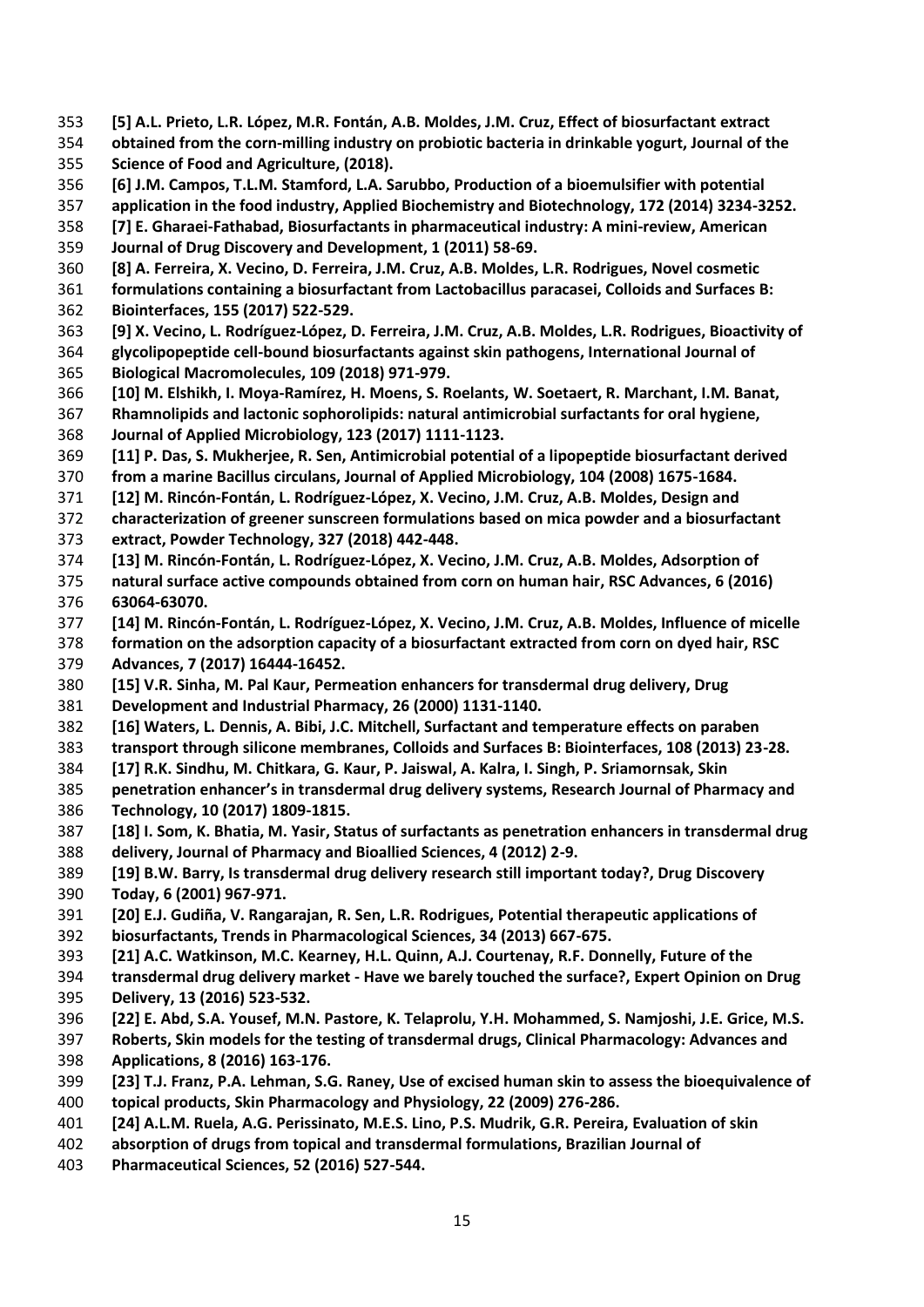**[5] A.L. Prieto, L.R. López, M.R. Fontán, A.B. Moldes, J.M. Cruz, Effect of biosurfactant extract obtained from the corn-milling industry on probiotic bacteria in drinkable yogurt, Journal of the Science of Food and Agriculture, (2018).**

**[6] J.M. Campos, T.L.M. Stamford, L.A. Sarubbo, Production of a bioemulsifier with potential application in the food industry, Applied Biochemistry and Biotechnology, 172 (2014) 3234-3252.**

**[7] E. Gharaei-Fathabad, Biosurfactants in pharmaceutical industry: A mini-review, American Journal of Drug Discovery and Development, 1 (2011) 58-69.**

**[8] A. Ferreira, X. Vecino, D. Ferreira, J.M. Cruz, A.B. Moldes, L.R. Rodrigues, Novel cosmetic formulations containing a biosurfactant from Lactobacillus paracasei, Colloids and Surfaces B: Biointerfaces, 155 (2017) 522-529.**

**[9] X. Vecino, L. Rodríguez-López, D. Ferreira, J.M. Cruz, A.B. Moldes, L.R. Rodrigues, Bioactivity of glycolipopeptide cell-bound biosurfactants against skin pathogens, International Journal of Biological Macromolecules, 109 (2018) 971-979.**

**[10] M. Elshikh, I. Moya-Ramírez, H. Moens, S. Roelants, W. Soetaert, R. Marchant, I.M. Banat, Rhamnolipids and lactonic sophorolipids: natural antimicrobial surfactants for oral hygiene, Journal of Applied Microbiology, 123 (2017) 1111-1123.**

**[11] P. Das, S. Mukherjee, R. Sen, Antimicrobial potential of a lipopeptide biosurfactant derived from a marine Bacillus circulans, Journal of Applied Microbiology, 104 (2008) 1675-1684.**

**[12] M. Rincón-Fontán, L. Rodríguez-López, X. Vecino, J.M. Cruz, A.B. Moldes, Design and characterization of greener sunscreen formulations based on mica powder and a biosurfactant extract, Powder Technology, 327 (2018) 442-448.**

**[13] M. Rincón-Fontán, L. Rodríguez-López, X. Vecino, J.M. Cruz, A.B. Moldes, Adsorption of natural surface active compounds obtained from corn on human hair, RSC Advances, 6 (2016) 63064-63070.**

**[14] M. Rincón-Fontán, L. Rodríguez-López, X. Vecino, J.M. Cruz, A.B. Moldes, Influence of micelle formation on the adsorption capacity of a biosurfactant extracted from corn on dyed hair, RSC Advances, 7 (2017) 16444-16452.**

**[15] V.R. Sinha, M. Pal Kaur, Permeation enhancers for transdermal drug delivery, Drug Development and Industrial Pharmacy, 26 (2000) 1131-1140.**

**[16] Waters, L. Dennis, A. Bibi, J.C. Mitchell, Surfactant and temperature effects on paraben transport through silicone membranes, Colloids and Surfaces B: Biointerfaces, 108 (2013) 23-28.**

**[17] R.K. Sindhu, M. Chitkara, G. Kaur, P. Jaiswal, A. Kalra, I. Singh, P. Sriamornsak, Skin penetration enhancer's in transdermal drug delivery systems, Research Journal of Pharmacy and Technology, 10 (2017) 1809-1815.**

**[18] I. Som, K. Bhatia, M. Yasir, Status of surfactants as penetration enhancers in transdermal drug delivery, Journal of Pharmacy and Bioallied Sciences, 4 (2012) 2-9.**

**[19] B.W. Barry, Is transdermal drug delivery research still important today?, Drug Discovery Today, 6 (2001) 967-971.**

**[20] E.J. Gudiña, V. Rangarajan, R. Sen, L.R. Rodrigues, Potential therapeutic applications of biosurfactants, Trends in Pharmacological Sciences, 34 (2013) 667-675.**

**[21] A.C. Watkinson, M.C. Kearney, H.L. Quinn, A.J. Courtenay, R.F. Donnelly, Future of the transdermal drug delivery market - Have we barely touched the surface?, Expert Opinion on Drug Delivery, 13 (2016) 523-532.**

**[22] E. Abd, S.A. Yousef, M.N. Pastore, K. Telaprolu, Y.H. Mohammed, S. Namjoshi, J.E. Grice, M.S. Roberts, Skin models for the testing of transdermal drugs, Clinical Pharmacology: Advances and Applications, 8 (2016) 163-176.**

**[23] T.J. Franz, P.A. Lehman, S.G. Raney, Use of excised human skin to assess the bioequivalence of topical products, Skin Pharmacology and Physiology, 22 (2009) 276-286.**

**[24] A.L.M. Ruela, A.G. Perissinato, M.E.S. Lino, P.S. Mudrik, G.R. Pereira, Evaluation of skin absorption of drugs from topical and transdermal formulations, Brazilian Journal of Pharmaceutical Sciences, 52 (2016) 527-544.**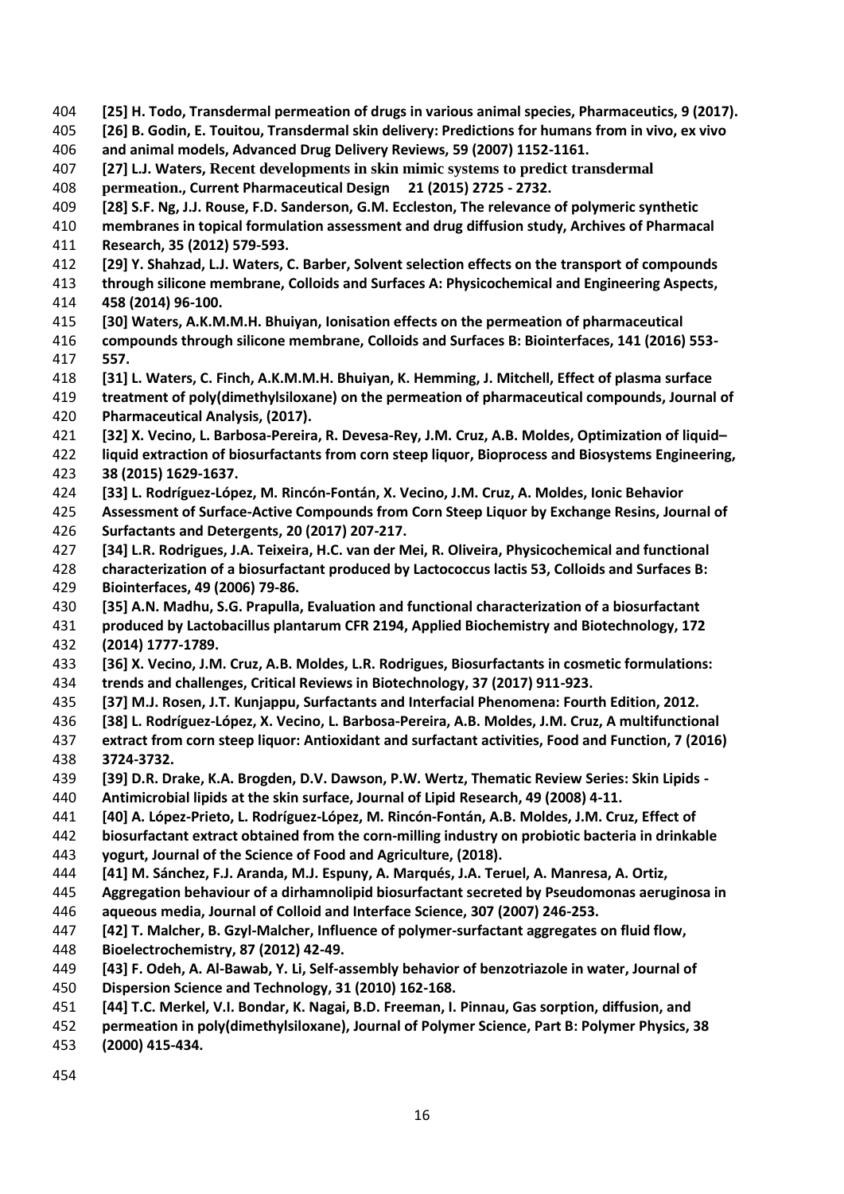**[25] H. Todo, Transdermal permeation of drugs in various animal species, Pharmaceutics, 9 (2017).**

**[26] B. Godin, E. Touitou, Transdermal skin delivery: Predictions for humans from in vivo, ex vivo and animal models, Advanced Drug Delivery Reviews, 59 (2007) 1152-1161.**

**[27] L.J. Waters, Recent developments in skin mimic systems to predict transdermal permeation., Current Pharmaceutical Design 21 (2015) 2725 - 2732.**

**[28] S.F. Ng, J.J. Rouse, F.D. Sanderson, G.M. Eccleston, The relevance of polymeric synthetic membranes in topical formulation assessment and drug diffusion study, Archives of Pharmacal Research, 35 (2012) 579-593.**

**[29] Y. Shahzad, L.J. Waters, C. Barber, Solvent selection effects on the transport of compounds through silicone membrane, Colloids and Surfaces A: Physicochemical and Engineering Aspects, 458 (2014) 96-100.**

**[30] Waters, A.K.M.M.H. Bhuiyan, Ionisation effects on the permeation of pharmaceutical compounds through silicone membrane, Colloids and Surfaces B: Biointerfaces, 141 (2016) 553-557.**

**[31] L. Waters, C. Finch, A.K.M.M.H. Bhuiyan, K. Hemming, J. Mitchell, Effect of plasma surface treatment of poly(dimethylsiloxane) on the permeation of pharmaceutical compounds, Journal of Pharmaceutical Analysis, (2017).**

**[32] X. Vecino, L. Barbosa-Pereira, R. Devesa-Rey, J.M. Cruz, A.B. Moldes, Optimization of liquid–liquid extraction of biosurfactants from corn steep liquor, Bioprocess and Biosystems Engineering, 38 (2015) 1629-1637.**

**[33] L. Rodríguez-López, M. Rincón-Fontán, X. Vecino, J.M. Cruz, A. Moldes, Ionic Behavior Assessment of Surface-Active Compounds from Corn Steep Liquor by Exchange Resins, Journal of Surfactants and Detergents, 20 (2017) 207-217.**

**[34] L.R. Rodrigues, J.A. Teixeira, H.C. van der Mei, R. Oliveira, Physicochemical and functional characterization of a biosurfactant produced by Lactococcus lactis 53, Colloids and Surfaces B: Biointerfaces, 49 (2006) 79-86.**

**[35] A.N. Madhu, S.G. Prapulla, Evaluation and functional characterization of a biosurfactant produced by Lactobacillus plantarum CFR 2194, Applied Biochemistry and Biotechnology, 172 (2014) 1777-1789.**

**[36] X. Vecino, J.M. Cruz, A.B. Moldes, L.R. Rodrigues, Biosurfactants in cosmetic formulations: trends and challenges, Critical Reviews in Biotechnology, 37 (2017) 911-923.**

**[37] M.J. Rosen, J.T. Kunjappu, Surfactants and Interfacial Phenomena: Fourth Edition, 2012.**

**[38] L. Rodríguez-López, X. Vecino, L. Barbosa-Pereira, A.B. Moldes, J.M. Cruz, A multifunctional extract from corn steep liquor: Antioxidant and surfactant activities, Food and Function, 7 (2016) 3724-3732.**

**[39] D.R. Drake, K.A. Brogden, D.V. Dawson, P.W. Wertz, Thematic Review Series: Skin Lipids - Antimicrobial lipids at the skin surface, Journal of Lipid Research, 49 (2008) 4-11.**

**[40] A. López-Prieto, L. Rodríguez-López, M. Rincón-Fontán, A.B. Moldes, J.M. Cruz, Effect of biosurfactant extract obtained from the corn-milling industry on probiotic bacteria in drinkable yogurt, Journal of the Science of Food and Agriculture, (2018).**

**[41] M. Sánchez, F.J. Aranda, M.J. Espuny, A. Marqués, J.A. Teruel, A. Manresa, A. Ortiz, Aggregation behaviour of a dirhamnolipid biosurfactant secreted by Pseudomonas aeruginosa in aqueous media, Journal of Colloid and Interface Science, 307 (2007) 246-253.**

**[42] T. Malcher, B. Gzyl-Malcher, Influence of polymer-surfactant aggregates on fluid flow, Bioelectrochemistry, 87 (2012) 42-49.**

**[43] F. Odeh, A. Al-Bawab, Y. Li, Self-assembly behavior of benzotriazole in water, Journal of Dispersion Science and Technology, 31 (2010) 162-168.**

**[44] T.C. Merkel, V.I. Bondar, K. Nagai, B.D. Freeman, I. Pinnau, Gas sorption, diffusion, and permeation in poly(dimethylsiloxane), Journal of Polymer Science, Part B: Polymer Physics, 38 (2000) 415-434.**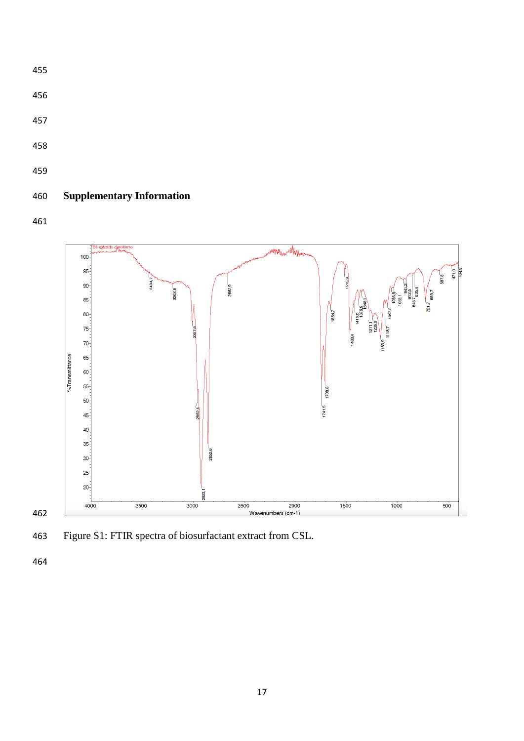## Supplementary Information

BS extraído clorofomo

100
95
90
85
80
75
70
65
60
55
50
45
40
35
30
25
20

%Transmittance

4000 3500 3000 2500 2000 1500 1000 500

Wavenumbers (cm-1)

3434,7
3202,8
3007,6
2952,6
2922,1
2852,6
2662,9
1741,5
1708,8
1654,7
1515,0
1463,4
1415,0
1376,9
1348,1
1271,1
1235,0
1163,9
1118,7
1097,3
1056,9
1032,1
941,2
912,5
845,7
835,6
721,7
689,7
587,8
471,0
404,8

Figure S1: FTIR spectra of biosurfactant extract from CSL.